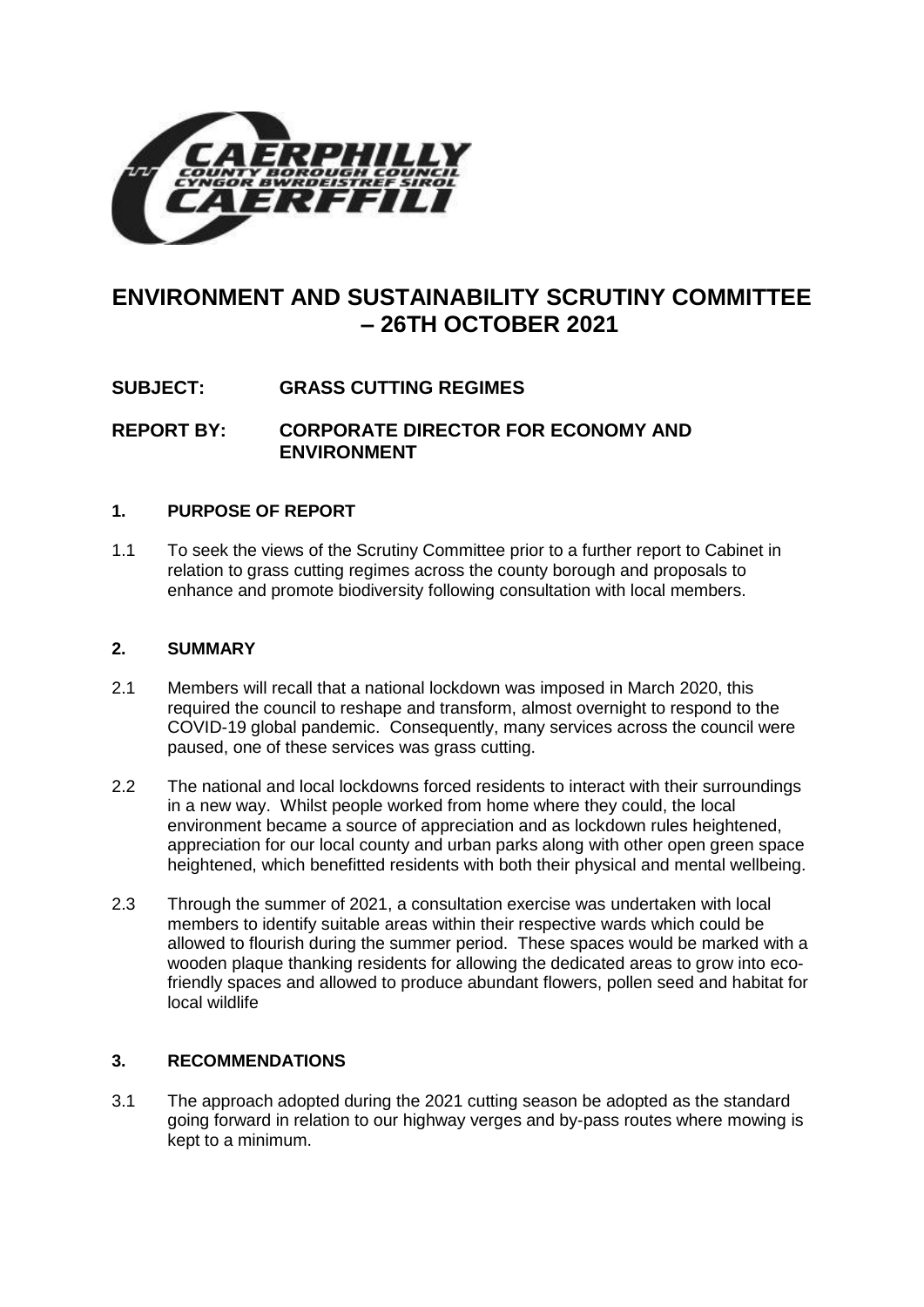# ENVIRONMENT AND SUSTAINABILITY SCRUTINY COMMITTEE – 26TH OCTOBER 2021

**SUBJECT: GRASS CUTTING REGIMES**

**REPORT BY: CORPORATE DIRECTOR FOR ECONOMY AND ENVIRONMENT**

## 1. PURPOSE OF REPORT

1.1 To seek the views of the Scrutiny Committee prior to a further report to Cabinet in relation to grass cutting regimes across the county borough and proposals to enhance and promote biodiversity following consultation with local members.

## 2. SUMMARY

2.1 Members will recall that a national lockdown was imposed in March 2020, this required the council to reshape and transform, almost overnight to respond to the COVID-19 global pandemic. Consequently, many services across the council were paused, one of these services was grass cutting.

2.2 The national and local lockdowns forced residents to interact with their surroundings in a new way. Whilst people worked from home where they could, the local environment became a source of appreciation and as lockdown rules heightened, appreciation for our local county and urban parks along with other open green space heightened, which benefitted residents with both their physical and mental wellbeing.

2.3 Through the summer of 2021, a consultation exercise was undertaken with local members to identify suitable areas within their respective wards which could be allowed to flourish during the summer period. These spaces would be marked with a wooden plaque thanking residents for allowing the dedicated areas to grow into eco-friendly spaces and allowed to produce abundant flowers, pollen seed and habitat for local wildlife

## 3. RECOMMENDATIONS

3.1 The approach adopted during the 2021 cutting season be adopted as the standard going forward in relation to our highway verges and by-pass routes where mowing is kept to a minimum.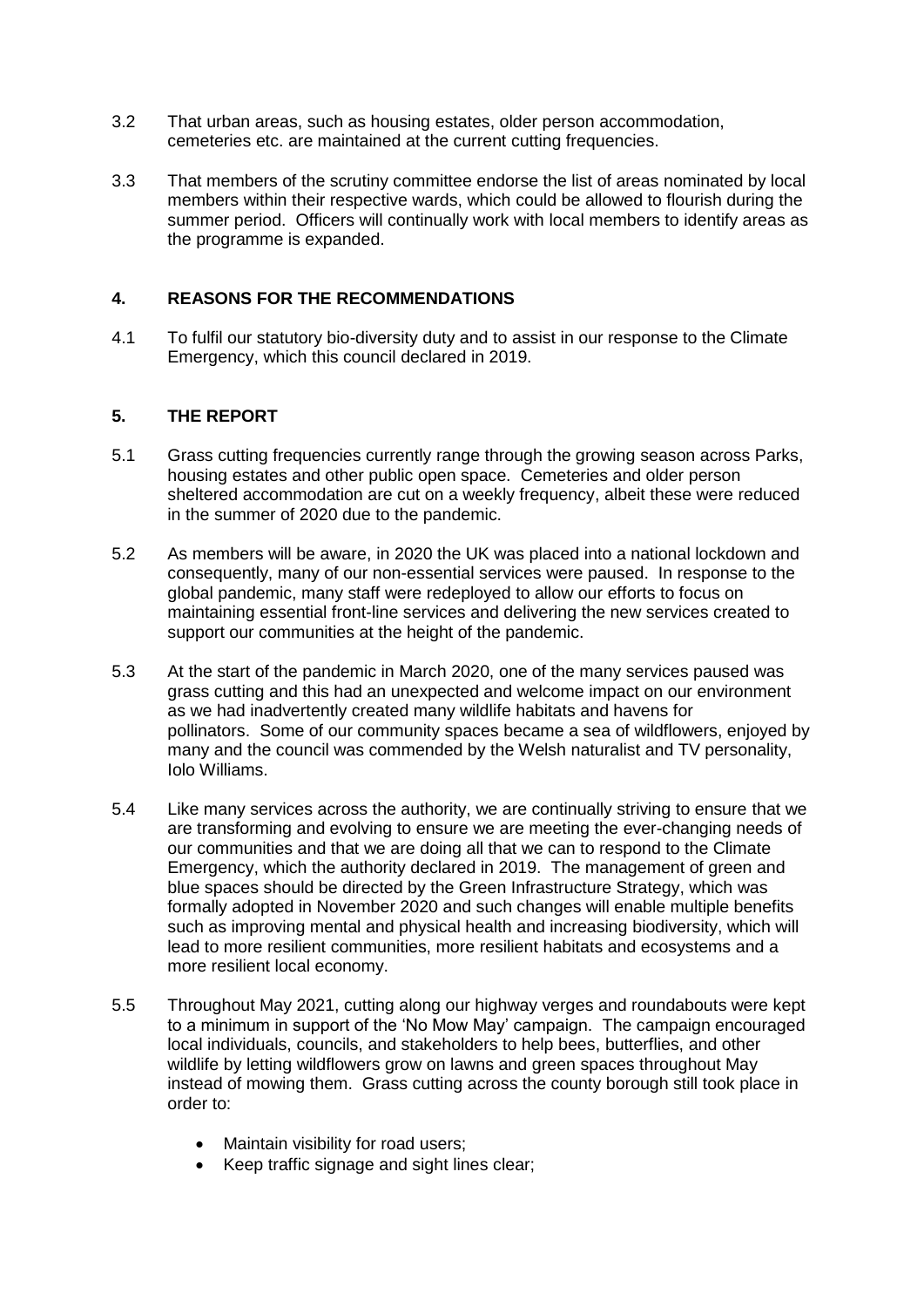3.2 That urban areas, such as housing estates, older person accommodation, cemeteries etc. are maintained at the current cutting frequencies.

3.3 That members of the scrutiny committee endorse the list of areas nominated by local members within their respective wards, which could be allowed to flourish during the summer period. Officers will continually work with local members to identify areas as the programme is expanded.

## 4. REASONS FOR THE RECOMMENDATIONS

4.1 To fulfil our statutory bio-diversity duty and to assist in our response to the Climate Emergency, which this council declared in 2019.

## 5. THE REPORT

5.1 Grass cutting frequencies currently range through the growing season across Parks, housing estates and other public open space. Cemeteries and older person sheltered accommodation are cut on a weekly frequency, albeit these were reduced in the summer of 2020 due to the pandemic.

5.2 As members will be aware, in 2020 the UK was placed into a national lockdown and consequently, many of our non-essential services were paused. In response to the global pandemic, many staff were redeployed to allow our efforts to focus on maintaining essential front-line services and delivering the new services created to support our communities at the height of the pandemic.

5.3 At the start of the pandemic in March 2020, one of the many services paused was grass cutting and this had an unexpected and welcome impact on our environment as we had inadvertently created many wildlife habitats and havens for pollinators. Some of our community spaces became a sea of wildflowers, enjoyed by many and the council was commended by the Welsh naturalist and TV personality, Iolo Williams.

5.4 Like many services across the authority, we are continually striving to ensure that we are transforming and evolving to ensure we are meeting the ever-changing needs of our communities and that we are doing all that we can to respond to the Climate Emergency, which the authority declared in 2019. The management of green and blue spaces should be directed by the Green Infrastructure Strategy, which was formally adopted in November 2020 and such changes will enable multiple benefits such as improving mental and physical health and increasing biodiversity, which will lead to more resilient communities, more resilient habitats and ecosystems and a more resilient local economy.

5.5 Throughout May 2021, cutting along our highway verges and roundabouts were kept to a minimum in support of the 'No Mow May' campaign. The campaign encouraged local individuals, councils, and stakeholders to help bees, butterflies, and other wildlife by letting wildflowers grow on lawns and green spaces throughout May instead of mowing them. Grass cutting across the county borough still took place in order to:

- Maintain visibility for road users;
- Keep traffic signage and sight lines clear;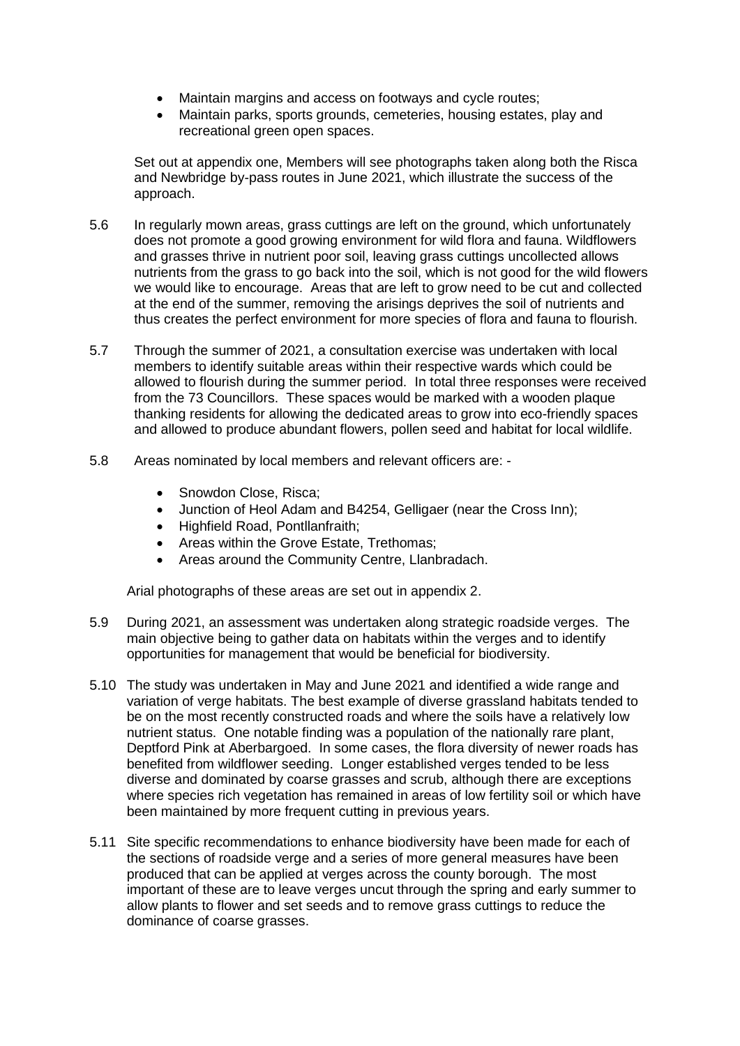- Maintain margins and access on footways and cycle routes;
- Maintain parks, sports grounds, cemeteries, housing estates, play and recreational green open spaces.

Set out at appendix one, Members will see photographs taken along both the Risca and Newbridge by-pass routes in June 2021, which illustrate the success of the approach.

5.6 In regularly mown areas, grass cuttings are left on the ground, which unfortunately does not promote a good growing environment for wild flora and fauna. Wildflowers and grasses thrive in nutrient poor soil, leaving grass cuttings uncollected allows nutrients from the grass to go back into the soil, which is not good for the wild flowers we would like to encourage. Areas that are left to grow need to be cut and collected at the end of the summer, removing the arisings deprives the soil of nutrients and thus creates the perfect environment for more species of flora and fauna to flourish.

5.7 Through the summer of 2021, a consultation exercise was undertaken with local members to identify suitable areas within their respective wards which could be allowed to flourish during the summer period. In total three responses were received from the 73 Councillors. These spaces would be marked with a wooden plaque thanking residents for allowing the dedicated areas to grow into eco-friendly spaces and allowed to produce abundant flowers, pollen seed and habitat for local wildlife.

5.8 Areas nominated by local members and relevant officers are: -

- Snowdon Close, Risca;
- Junction of Heol Adam and B4254, Gelligaer (near the Cross Inn);
- Highfield Road, Pontllanfraith;
- Areas within the Grove Estate, Trethomas;
- Areas around the Community Centre, Llanbradach.

Arial photographs of these areas are set out in appendix 2.

5.9 During 2021, an assessment was undertaken along strategic roadside verges. The main objective being to gather data on habitats within the verges and to identify opportunities for management that would be beneficial for biodiversity.

5.10 The study was undertaken in May and June 2021 and identified a wide range and variation of verge habitats. The best example of diverse grassland habitats tended to be on the most recently constructed roads and where the soils have a relatively low nutrient status. One notable finding was a population of the nationally rare plant, Deptford Pink at Aberbargoed. In some cases, the flora diversity of newer roads has benefited from wildflower seeding. Longer established verges tended to be less diverse and dominated by coarse grasses and scrub, although there are exceptions where species rich vegetation has remained in areas of low fertility soil or which have been maintained by more frequent cutting in previous years.

5.11 Site specific recommendations to enhance biodiversity have been made for each of the sections of roadside verge and a series of more general measures have been produced that can be applied at verges across the county borough. The most important of these are to leave verges uncut through the spring and early summer to allow plants to flower and set seeds and to remove grass cuttings to reduce the dominance of coarse grasses.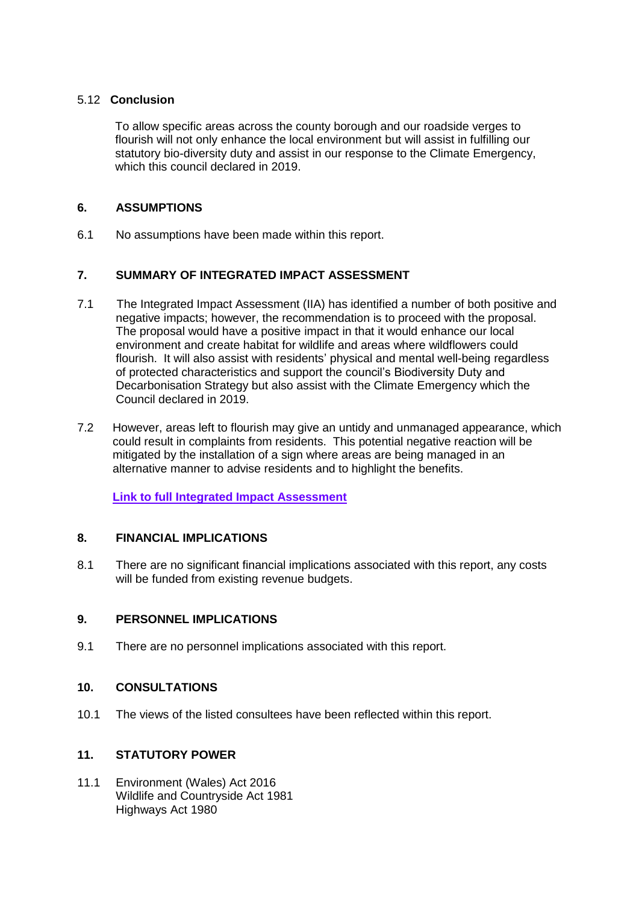5.12 **Conclusion**

To allow specific areas across the county borough and our roadside verges to flourish will not only enhance the local environment but will assist in fulfilling our statutory bio-diversity duty and assist in our response to the Climate Emergency, which this council declared in 2019.

## 6. ASSUMPTIONS

6.1 No assumptions have been made within this report.

## 7. SUMMARY OF INTEGRATED IMPACT ASSESSMENT

7.1 The Integrated Impact Assessment (IIA) has identified a number of both positive and negative impacts; however, the recommendation is to proceed with the proposal. The proposal would have a positive impact in that it would enhance our local environment and create habitat for wildlife and areas where wildflowers could flourish. It will also assist with residents' physical and mental well-being regardless of protected characteristics and support the council's Biodiversity Duty and Decarbonisation Strategy but also assist with the Climate Emergency which the Council declared in 2019.

7.2 However, areas left to flourish may give an untidy and unmanaged appearance, which could result in complaints from residents. This potential negative reaction will be mitigated by the installation of a sign where areas are being managed in an alternative manner to advise residents and to highlight the benefits.

**Link to full Integrated Impact Assessment**

## 8. FINANCIAL IMPLICATIONS

8.1 There are no significant financial implications associated with this report, any costs will be funded from existing revenue budgets.

## 9. PERSONNEL IMPLICATIONS

9.1 There are no personnel implications associated with this report.

## 10. CONSULTATIONS

10.1 The views of the listed consultees have been reflected within this report.

## 11. STATUTORY POWER

11.1 Environment (Wales) Act 2016
Wildlife and Countryside Act 1981
Highways Act 1980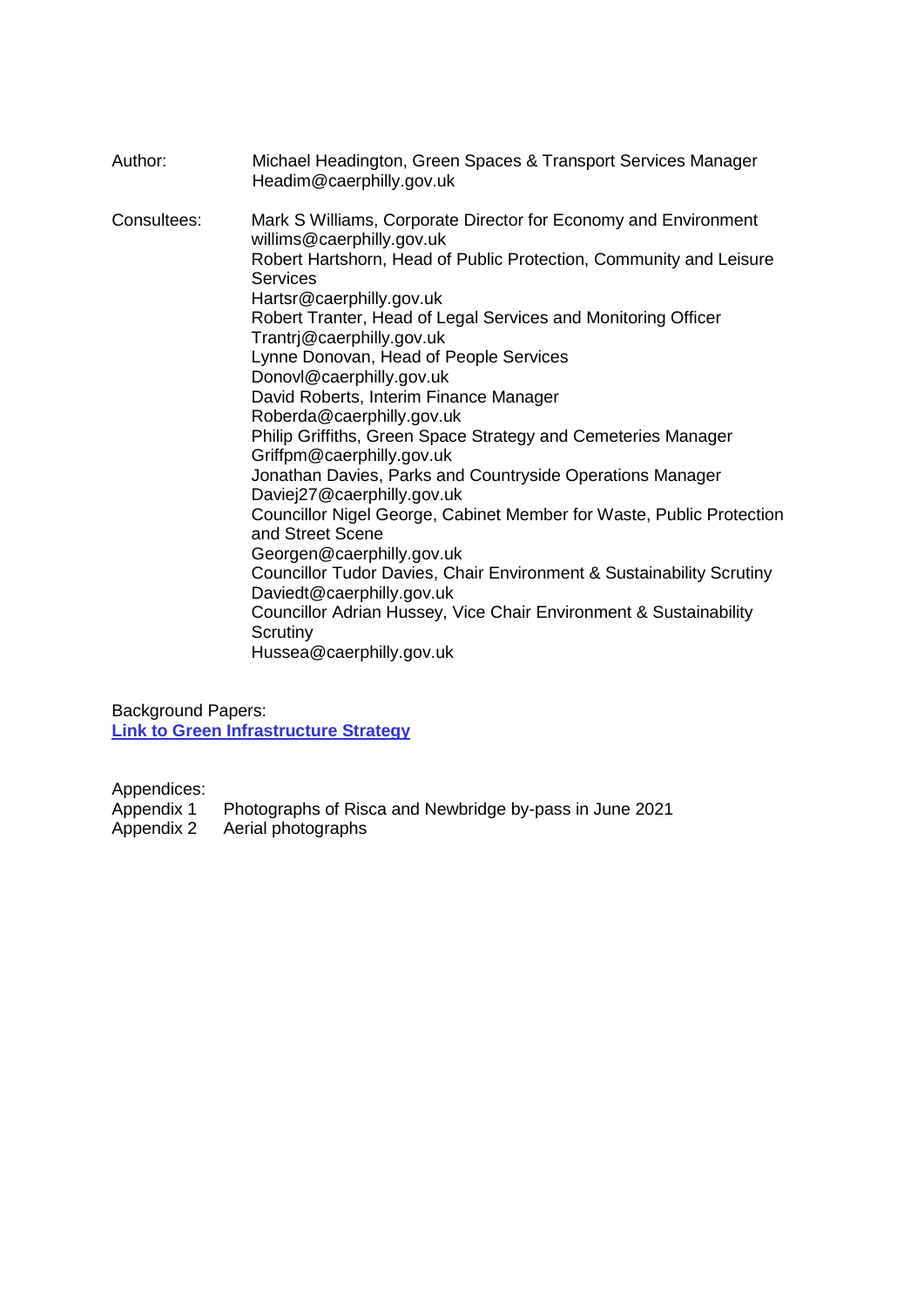Author: Michael Headington, Green Spaces & Transport Services Manager
Headim@caerphilly.gov.uk

Consultees:
Mark S Williams, Corporate Director for Economy and Environment
willims@caerphilly.gov.uk
Robert Hartshorn, Head of Public Protection, Community and Leisure Services
Hartsr@caerphilly.gov.uk
Robert Tranter, Head of Legal Services and Monitoring Officer
Trantrj@caerphilly.gov.uk
Lynne Donovan, Head of People Services
Donovl@caerphilly.gov.uk
David Roberts, Interim Finance Manager
Roberda@caerphilly.gov.uk
Philip Griffiths, Green Space Strategy and Cemeteries Manager
Griffpm@caerphilly.gov.uk
Jonathan Davies, Parks and Countryside Operations Manager
Daviej27@caerphilly.gov.uk
Councillor Nigel George, Cabinet Member for Waste, Public Protection and Street Scene
Georgen@caerphilly.gov.uk
Councillor Tudor Davies, Chair Environment & Sustainability Scrutiny
Daviedt@caerphilly.gov.uk
Councillor Adrian Hussey, Vice Chair Environment & Sustainability Scrutiny
Hussea@caerphilly.gov.uk

Background Papers:
**Link to Green Infrastructure Strategy**

Appendices:
Appendix 1 Photographs of Risca and Newbridge by-pass in June 2021
Appendix 2 Aerial photographs